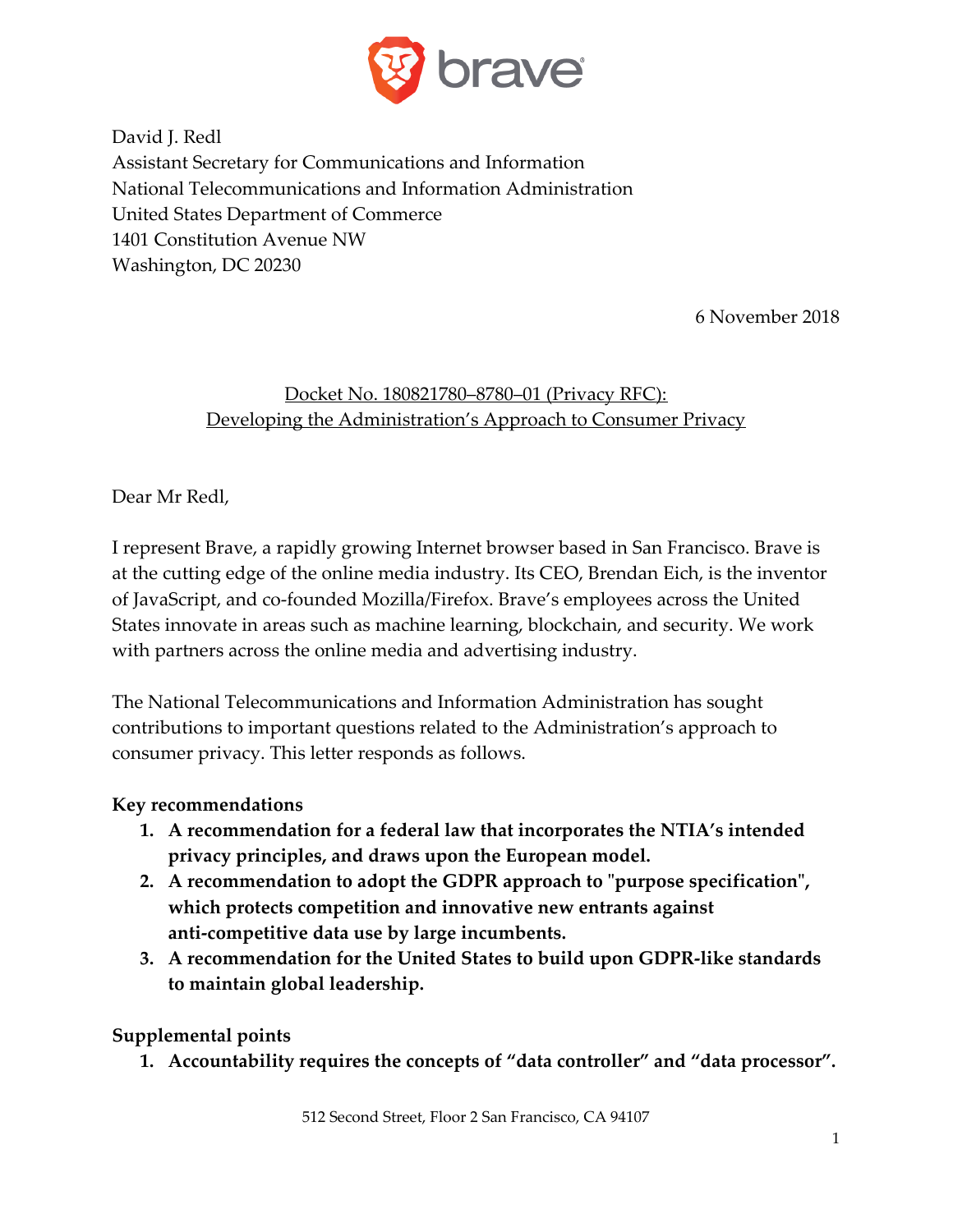David J. Redl
Assistant Secretary for Communications and Information
National Telecommunications and Information Administration
United States Department of Commerce
1401 Constitution Avenue NW
Washington, DC 20230

6 November 2018

Docket No. 180821780–8780–01 (Privacy RFC):
Developing the Administration's Approach to Consumer Privacy

Dear Mr Redl,

I represent Brave, a rapidly growing Internet browser based in San Francisco. Brave is at the cutting edge of the online media industry. Its CEO, Brendan Eich, is the inventor of JavaScript, and co-founded Mozilla/Firefox. Brave's employees across the United States innovate in areas such as machine learning, blockchain, and security. We work with partners across the online media and advertising industry.

The National Telecommunications and Information Administration has sought contributions to important questions related to the Administration's approach to consumer privacy. This letter responds as follows.

**Key recommendations**

1. **A recommendation for a federal law that incorporates the NTIA's intended privacy principles, and draws upon the European model.**
2. **A recommendation to adopt the GDPR approach to "purpose specification", which protects competition and innovative new entrants against anti-competitive data use by large incumbents.**
3. **A recommendation for the United States to build upon GDPR-like standards to maintain global leadership.**

**Supplemental points**

1. **Accountability requires the concepts of "data controller" and "data processor".**

512 Second Street, Floor 2 San Francisco, CA 94107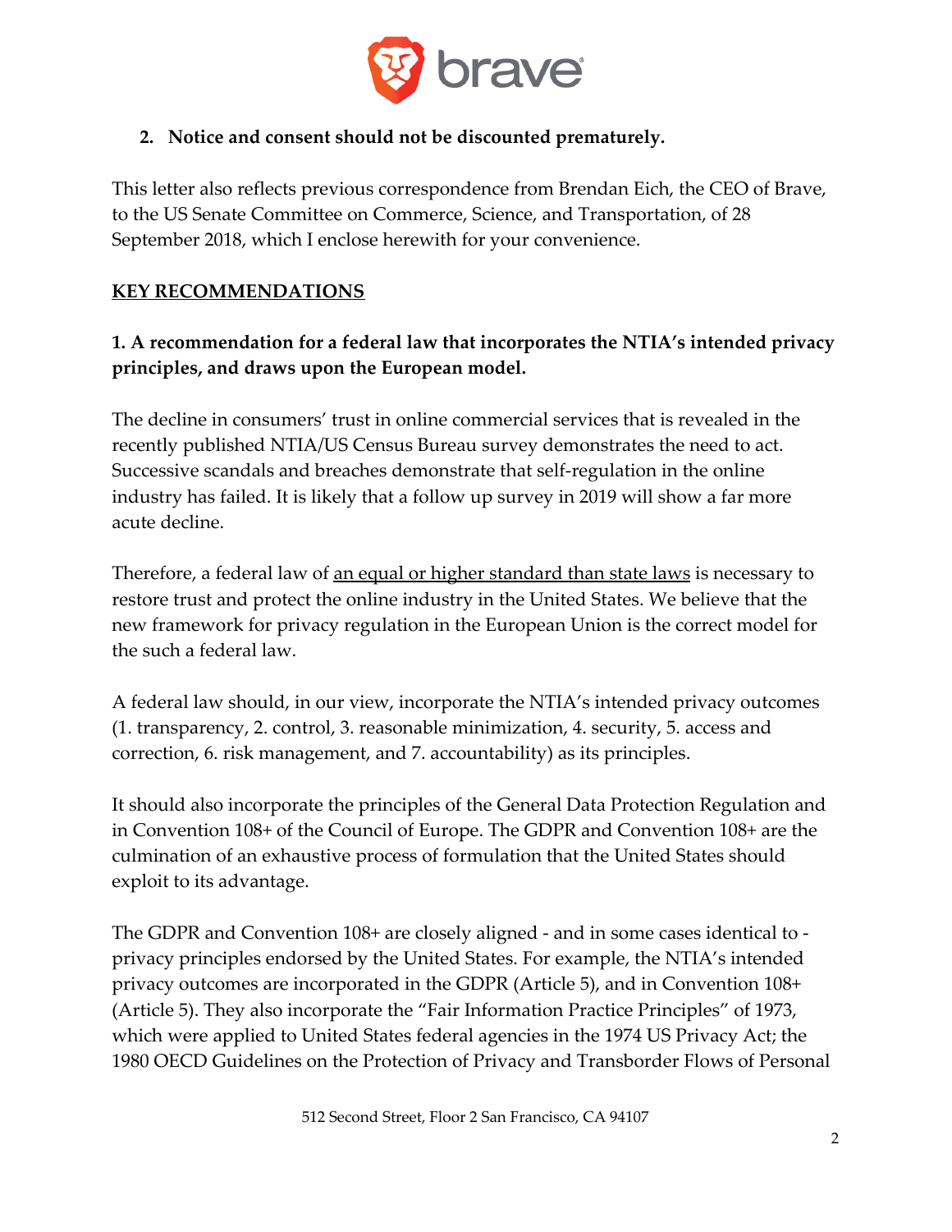2. **Notice and consent should not be discounted prematurely.**

This letter also reflects previous correspondence from Brendan Eich, the CEO of Brave, to the US Senate Committee on Commerce, Science, and Transportation, of 28 September 2018, which I enclose herewith for your convenience.

## KEY RECOMMENDATIONS

### 1. A recommendation for a federal law that incorporates the NTIA's intended privacy principles, and draws upon the European model.

The decline in consumers' trust in online commercial services that is revealed in the recently published NTIA/US Census Bureau survey demonstrates the need to act. Successive scandals and breaches demonstrate that self-regulation in the online industry has failed. It is likely that a follow up survey in 2019 will show a far more acute decline.

Therefore, a federal law of <u>an equal or higher standard than state laws</u> is necessary to restore trust and protect the online industry in the United States. We believe that the new framework for privacy regulation in the European Union is the correct model for the such a federal law.

A federal law should, in our view, incorporate the NTIA's intended privacy outcomes (1. transparency, 2. control, 3. reasonable minimization, 4. security, 5. access and correction, 6. risk management, and 7. accountability) as its principles.

It should also incorporate the principles of the General Data Protection Regulation and in Convention 108+ of the Council of Europe. The GDPR and Convention 108+ are the culmination of an exhaustive process of formulation that the United States should exploit to its advantage.

The GDPR and Convention 108+ are closely aligned - and in some cases identical to - privacy principles endorsed by the United States. For example, the NTIA's intended privacy outcomes are incorporated in the GDPR (Article 5), and in Convention 108+ (Article 5). They also incorporate the "Fair Information Practice Principles" of 1973, which were applied to United States federal agencies in the 1974 US Privacy Act; the 1980 OECD Guidelines on the Protection of Privacy and Transborder Flows of Personal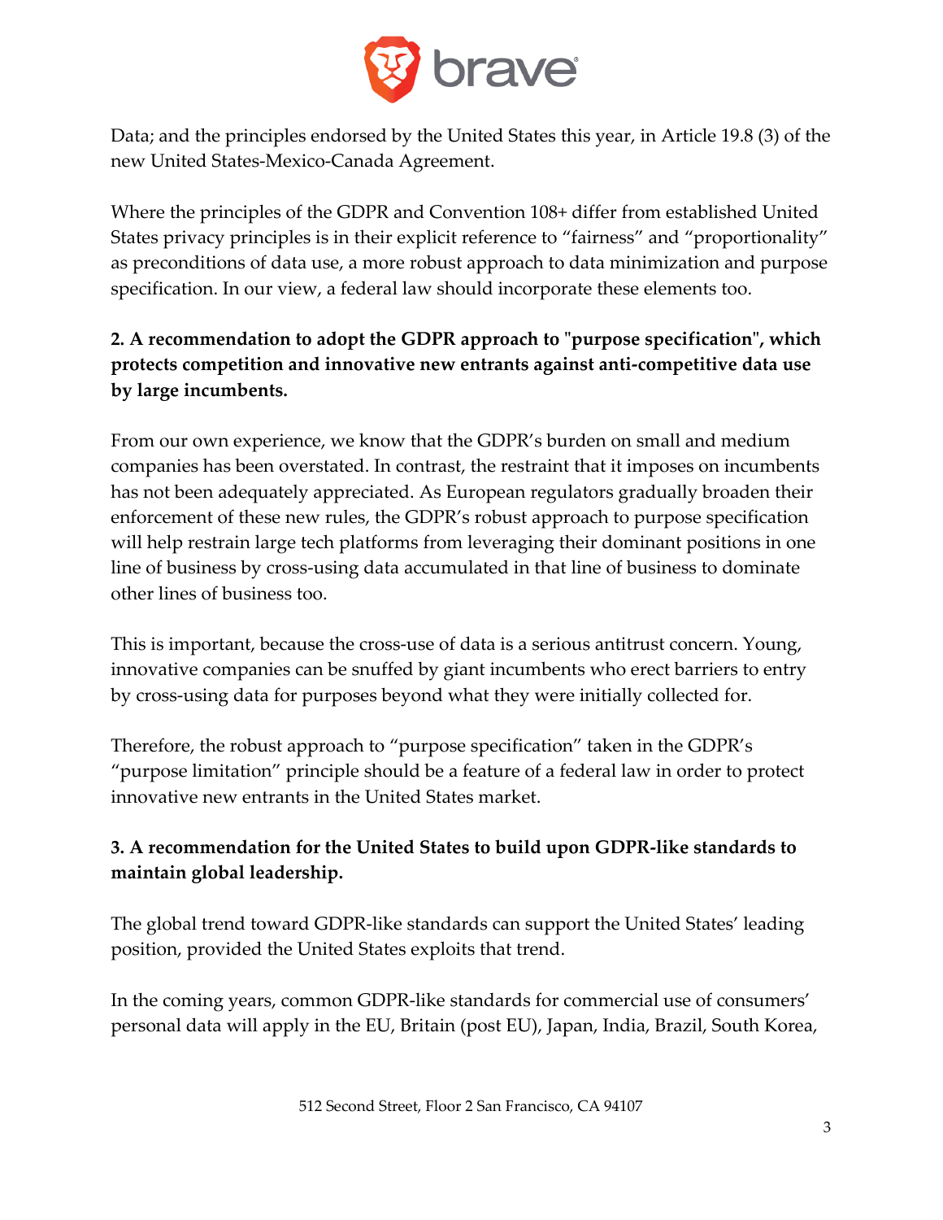Data; and the principles endorsed by the United States this year, in Article 19.8 (3) of the new United States-Mexico-Canada Agreement.

Where the principles of the GDPR and Convention 108+ differ from established United States privacy principles is in their explicit reference to "fairness" and "proportionality" as preconditions of data use, a more robust approach to data minimization and purpose specification. In our view, a federal law should incorporate these elements too.

**2. A recommendation to adopt the GDPR approach to "purpose specification", which protects competition and innovative new entrants against anti-competitive data use by large incumbents.**

From our own experience, we know that the GDPR's burden on small and medium companies has been overstated. In contrast, the restraint that it imposes on incumbents has not been adequately appreciated. As European regulators gradually broaden their enforcement of these new rules, the GDPR's robust approach to purpose specification will help restrain large tech platforms from leveraging their dominant positions in one line of business by cross-using data accumulated in that line of business to dominate other lines of business too.

This is important, because the cross-use of data is a serious antitrust concern. Young, innovative companies can be snuffed by giant incumbents who erect barriers to entry by cross-using data for purposes beyond what they were initially collected for.

Therefore, the robust approach to "purpose specification" taken in the GDPR's "purpose limitation" principle should be a feature of a federal law in order to protect innovative new entrants in the United States market.

**3. A recommendation for the United States to build upon GDPR-like standards to maintain global leadership.**

The global trend toward GDPR-like standards can support the United States' leading position, provided the United States exploits that trend.

In the coming years, common GDPR-like standards for commercial use of consumers' personal data will apply in the EU, Britain (post EU), Japan, India, Brazil, South Korea,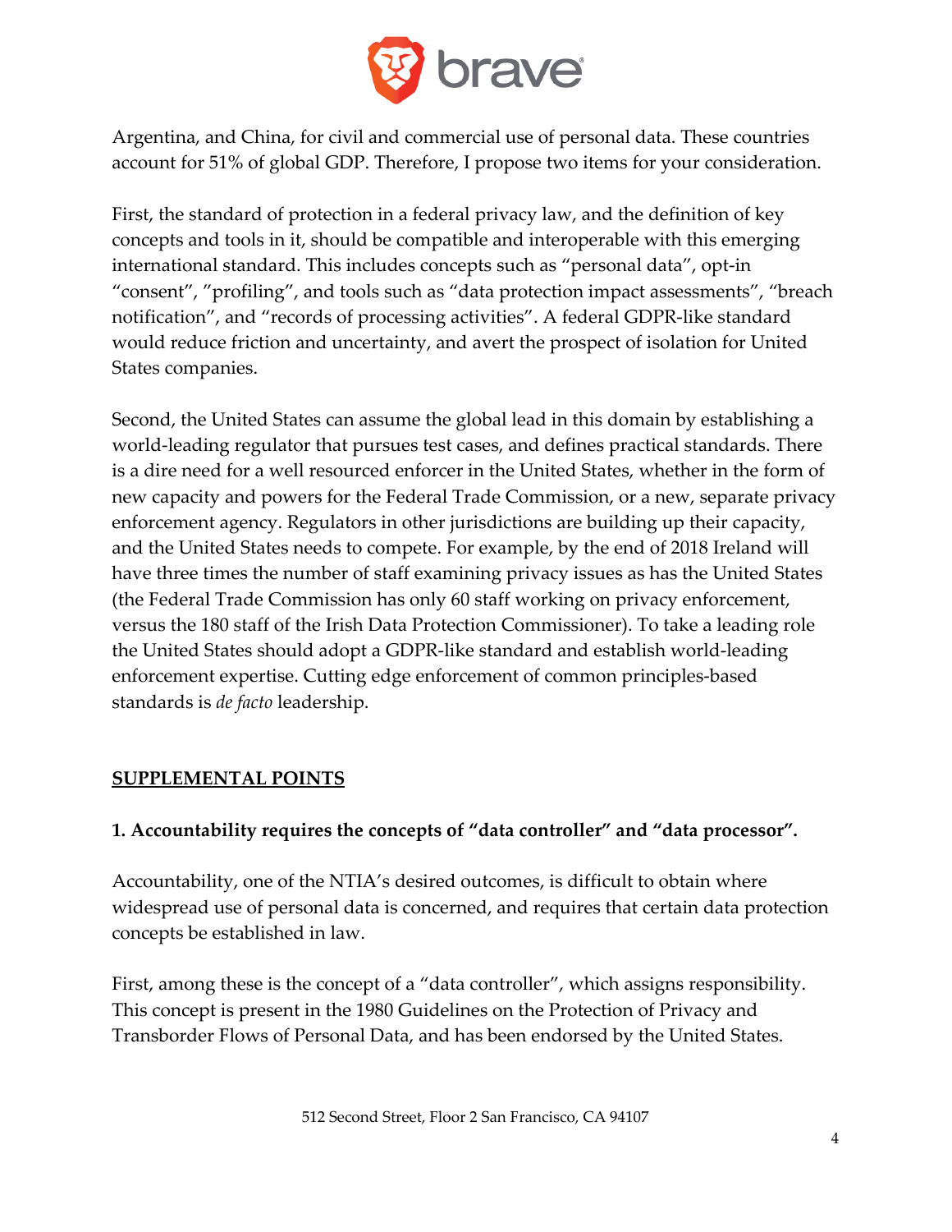Argentina, and China, for civil and commercial use of personal data. These countries account for 51% of global GDP. Therefore, I propose two items for your consideration.

First, the standard of protection in a federal privacy law, and the definition of key concepts and tools in it, should be compatible and interoperable with this emerging international standard. This includes concepts such as "personal data", opt-in "consent", "profiling", and tools such as "data protection impact assessments", "breach notification", and "records of processing activities". A federal GDPR-like standard would reduce friction and uncertainty, and avert the prospect of isolation for United States companies.

Second, the United States can assume the global lead in this domain by establishing a world-leading regulator that pursues test cases, and defines practical standards. There is a dire need for a well resourced enforcer in the United States, whether in the form of new capacity and powers for the Federal Trade Commission, or a new, separate privacy enforcement agency. Regulators in other jurisdictions are building up their capacity, and the United States needs to compete. For example, by the end of 2018 Ireland will have three times the number of staff examining privacy issues as has the United States (the Federal Trade Commission has only 60 staff working on privacy enforcement, versus the 180 staff of the Irish Data Protection Commissioner). To take a leading role the United States should adopt a GDPR-like standard and establish world-leading enforcement expertise. Cutting edge enforcement of common principles-based standards is *de facto* leadership.

## SUPPLEMENTAL POINTS

### 1. Accountability requires the concepts of "data controller" and "data processor".

Accountability, one of the NTIA's desired outcomes, is difficult to obtain where widespread use of personal data is concerned, and requires that certain data protection concepts be established in law.

First, among these is the concept of a "data controller", which assigns responsibility. This concept is present in the 1980 Guidelines on the Protection of Privacy and Transborder Flows of Personal Data, and has been endorsed by the United States.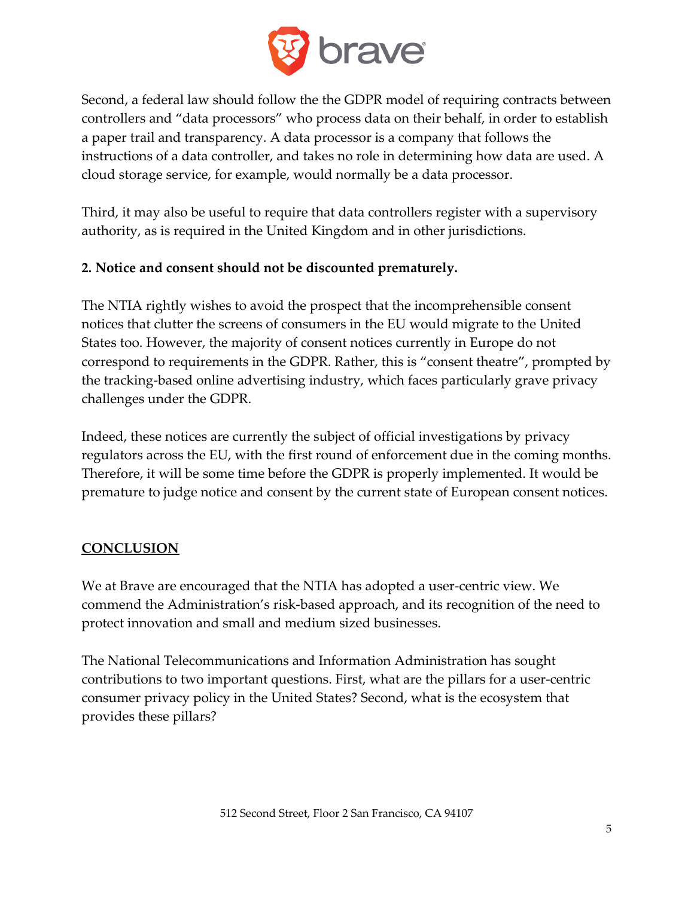Second, a federal law should follow the the GDPR model of requiring contracts between controllers and "data processors" who process data on their behalf, in order to establish a paper trail and transparency. A data processor is a company that follows the instructions of a data controller, and takes no role in determining how data are used. A cloud storage service, for example, would normally be a data processor.

Third, it may also be useful to require that data controllers register with a supervisory authority, as is required in the United Kingdom and in other jurisdictions.

**2. Notice and consent should not be discounted prematurely.**

The NTIA rightly wishes to avoid the prospect that the incomprehensible consent notices that clutter the screens of consumers in the EU would migrate to the United States too. However, the majority of consent notices currently in Europe do not correspond to requirements in the GDPR. Rather, this is "consent theatre", prompted by the tracking-based online advertising industry, which faces particularly grave privacy challenges under the GDPR.

Indeed, these notices are currently the subject of official investigations by privacy regulators across the EU, with the first round of enforcement due in the coming months. Therefore, it will be some time before the GDPR is properly implemented. It would be premature to judge notice and consent by the current state of European consent notices.

## CONCLUSION

We at Brave are encouraged that the NTIA has adopted a user-centric view. We commend the Administration's risk-based approach, and its recognition of the need to protect innovation and small and medium sized businesses.

The National Telecommunications and Information Administration has sought contributions to two important questions. First, what are the pillars for a user-centric consumer privacy policy in the United States? Second, what is the ecosystem that provides these pillars?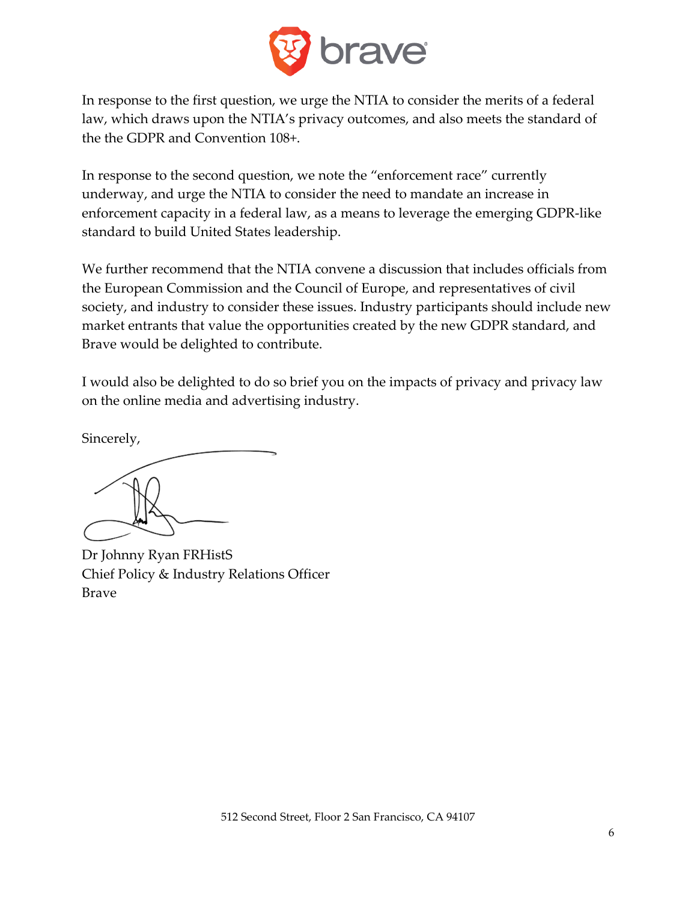In response to the first question, we urge the NTIA to consider the merits of a federal law, which draws upon the NTIA's privacy outcomes, and also meets the standard of the the GDPR and Convention 108+.

In response to the second question, we note the "enforcement race" currently underway, and urge the NTIA to consider the need to mandate an increase in enforcement capacity in a federal law, as a means to leverage the emerging GDPR-like standard to build United States leadership.

We further recommend that the NTIA convene a discussion that includes officials from the European Commission and the Council of Europe, and representatives of civil society, and industry to consider these issues. Industry participants should include new market entrants that value the opportunities created by the new GDPR standard, and Brave would be delighted to contribute.

I would also be delighted to do so brief you on the impacts of privacy and privacy law on the online media and advertising industry.

Sincerely,

Dr Johnny Ryan FRHistS
Chief Policy & Industry Relations Officer
Brave

512 Second Street, Floor 2 San Francisco, CA 94107